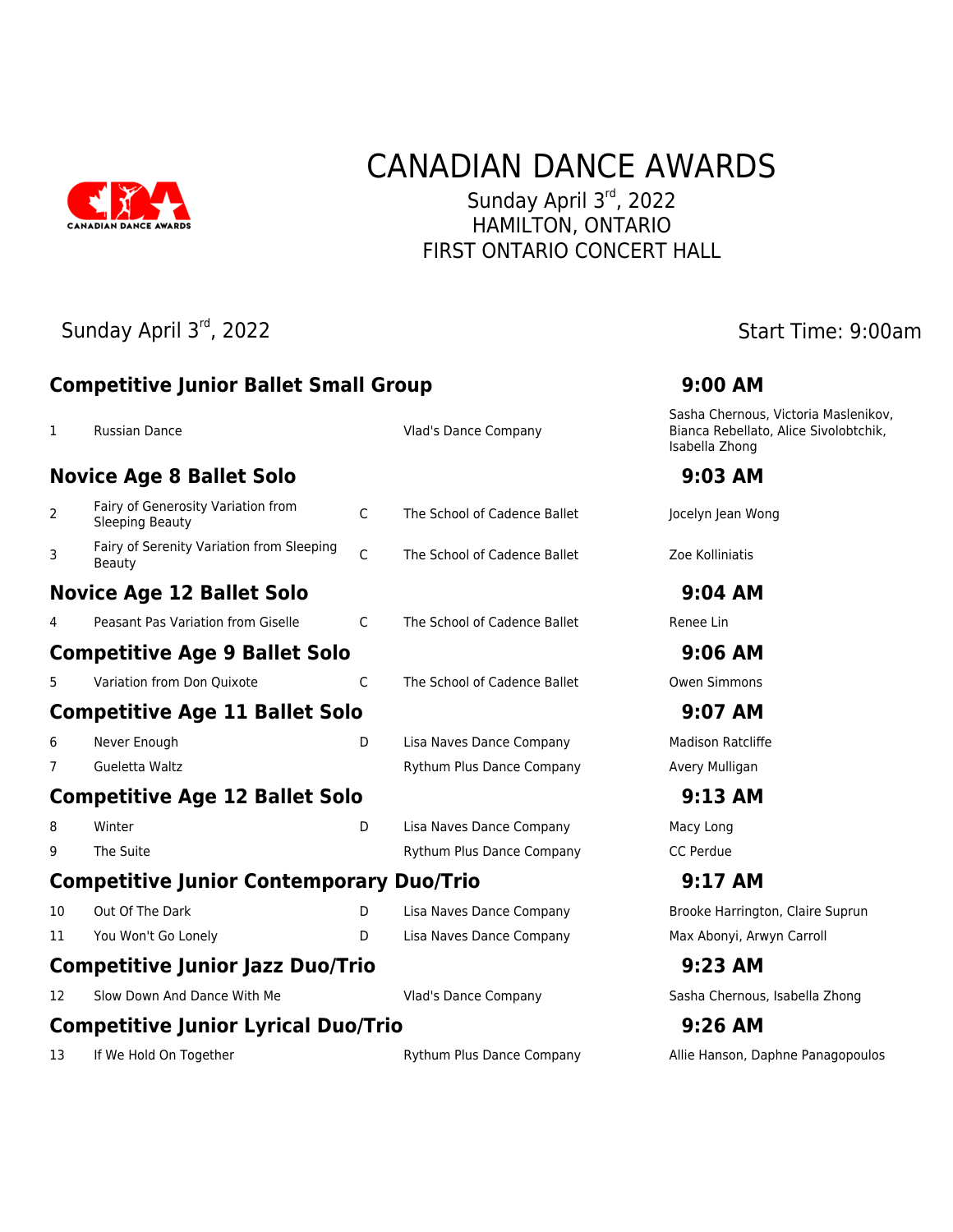# CANADIAN DANCE AWARDS

Sunday April 3rd, 2022
HAMILTON, ONTARIO
FIRST ONTARIO CONCERT HALL

Sunday April 3rd, 2022 — Start Time: 9:00am

## Competitive Junior Ballet Small Group — 9:00 AM

| # | Title | Level | Studio | Dancers |
|---|---|---|---|---|
| 1 | Russian Dance | | Vlad's Dance Company | Sasha Chernous, Victoria Maslenikov, Bianca Rebellato, Alice Sivolobtchik, Isabella Zhong |

## Novice Age 8 Ballet Solo — 9:03 AM

| # | Title | Level | Studio | Dancers |
|---|---|---|---|---|
| 2 | Fairy of Generosity Variation from Sleeping Beauty | C | The School of Cadence Ballet | Jocelyn Jean Wong |
| 3 | Fairy of Serenity Variation from Sleeping Beauty | C | The School of Cadence Ballet | Zoe Kolliniatis |

## Novice Age 12 Ballet Solo — 9:04 AM

| # | Title | Level | Studio | Dancers |
|---|---|---|---|---|
| 4 | Peasant Pas Variation from Giselle | C | The School of Cadence Ballet | Renee Lin |

## Competitive Age 9 Ballet Solo — 9:06 AM

| # | Title | Level | Studio | Dancers |
|---|---|---|---|---|
| 5 | Variation from Don Quixote | C | The School of Cadence Ballet | Owen Simmons |

## Competitive Age 11 Ballet Solo — 9:07 AM

| # | Title | Level | Studio | Dancers |
|---|---|---|---|---|
| 6 | Never Enough | D | Lisa Naves Dance Company | Madison Ratcliffe |
| 7 | Gueletta Waltz | | Rythum Plus Dance Company | Avery Mulligan |

## Competitive Age 12 Ballet Solo — 9:13 AM

| # | Title | Level | Studio | Dancers |
|---|---|---|---|---|
| 8 | Winter | D | Lisa Naves Dance Company | Macy Long |
| 9 | The Suite | | Rythum Plus Dance Company | CC Perdue |

## Competitive Junior Contemporary Duo/Trio — 9:17 AM

| # | Title | Level | Studio | Dancers |
|---|---|---|---|---|
| 10 | Out Of The Dark | D | Lisa Naves Dance Company | Brooke Harrington, Claire Suprun |
| 11 | You Won't Go Lonely | D | Lisa Naves Dance Company | Max Abonyi, Arwyn Carroll |

## Competitive Junior Jazz Duo/Trio — 9:23 AM

| # | Title | Level | Studio | Dancers |
|---|---|---|---|---|
| 12 | Slow Down And Dance With Me | | Vlad's Dance Company | Sasha Chernous, Isabella Zhong |

## Competitive Junior Lyrical Duo/Trio — 9:26 AM

| # | Title | Level | Studio | Dancers |
|---|---|---|---|---|
| 13 | If We Hold On Together | | Rythum Plus Dance Company | Allie Hanson, Daphne Panagopoulos |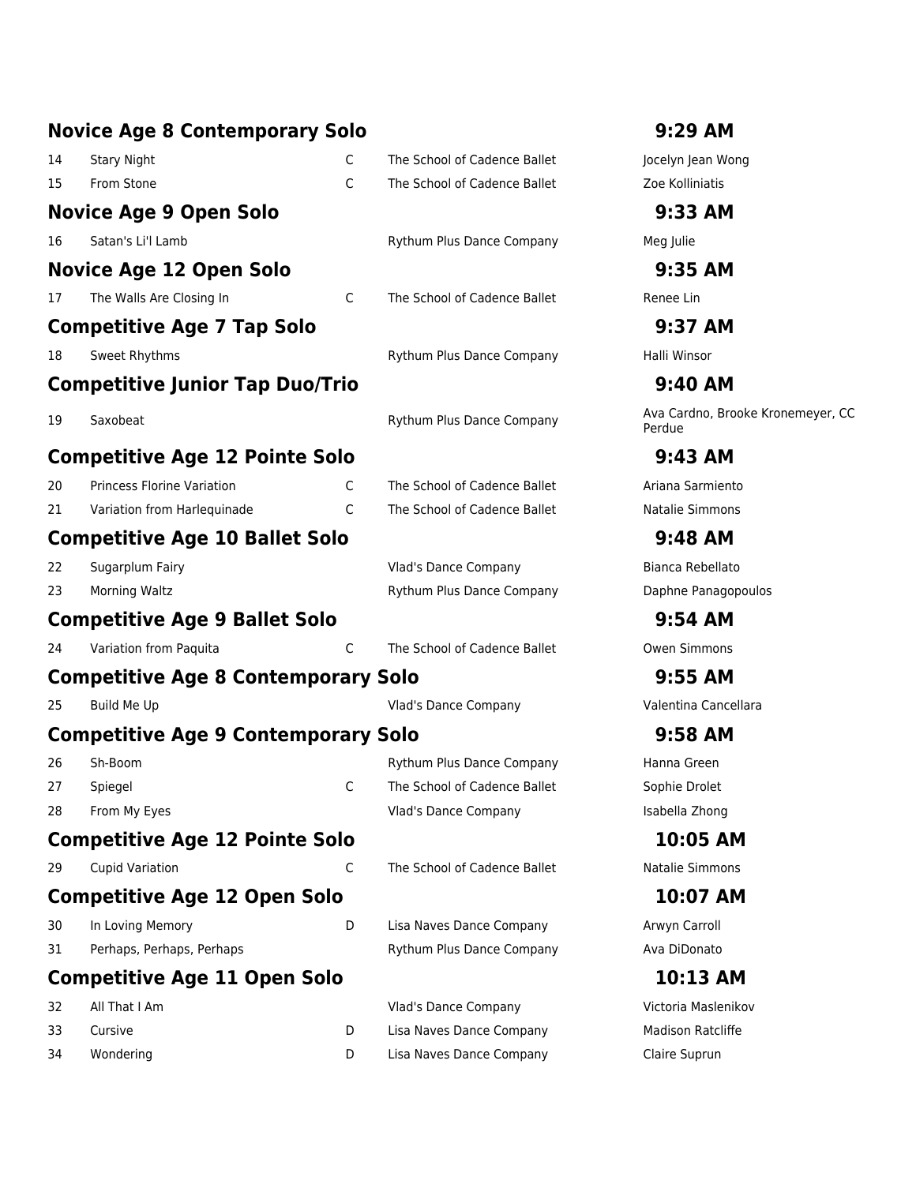## Novice Age 8 Contemporary Solo — 9:29 AM

| | | | | |
|---|---|---|---|---|
| 14 | Stary Night | C | The School of Cadence Ballet | Jocelyn Jean Wong |
| 15 | From Stone | C | The School of Cadence Ballet | Zoe Kolliniatis |

## Novice Age 9 Open Solo — 9:33 AM

| | | | | |
|---|---|---|---|---|
| 16 | Satan's Li'l Lamb | | Rythum Plus Dance Company | Meg Julie |

## Novice Age 12 Open Solo — 9:35 AM

| | | | | |
|---|---|---|---|---|
| 17 | The Walls Are Closing In | C | The School of Cadence Ballet | Renee Lin |

## Competitive Age 7 Tap Solo — 9:37 AM

| | | | | |
|---|---|---|---|---|
| 18 | Sweet Rhythms | | Rythum Plus Dance Company | Halli Winsor |

## Competitive Junior Tap Duo/Trio — 9:40 AM

| | | | | |
|---|---|---|---|---|
| 19 | Saxobeat | | Rythum Plus Dance Company | Ava Cardno, Brooke Kronemeyer, CC Perdue |

## Competitive Age 12 Pointe Solo — 9:43 AM

| | | | | |
|---|---|---|---|---|
| 20 | Princess Florine Variation | C | The School of Cadence Ballet | Ariana Sarmiento |
| 21 | Variation from Harlequinade | C | The School of Cadence Ballet | Natalie Simmons |

## Competitive Age 10 Ballet Solo — 9:48 AM

| | | | | |
|---|---|---|---|---|
| 22 | Sugarplum Fairy | | Vlad's Dance Company | Bianca Rebellato |
| 23 | Morning Waltz | | Rythum Plus Dance Company | Daphne Panagopoulos |

## Competitive Age 9 Ballet Solo — 9:54 AM

| | | | | |
|---|---|---|---|---|
| 24 | Variation from Paquita | C | The School of Cadence Ballet | Owen Simmons |

## Competitive Age 8 Contemporary Solo — 9:55 AM

| | | | | |
|---|---|---|---|---|
| 25 | Build Me Up | | Vlad's Dance Company | Valentina Cancellara |

## Competitive Age 9 Contemporary Solo — 9:58 AM

| | | | | |
|---|---|---|---|---|
| 26 | Sh-Boom | | Rythum Plus Dance Company | Hanna Green |
| 27 | Spiegel | C | The School of Cadence Ballet | Sophie Drolet |
| 28 | From My Eyes | | Vlad's Dance Company | Isabella Zhong |

## Competitive Age 12 Pointe Solo — 10:05 AM

| | | | | |
|---|---|---|---|---|
| 29 | Cupid Variation | C | The School of Cadence Ballet | Natalie Simmons |

## Competitive Age 12 Open Solo — 10:07 AM

| | | | | |
|---|---|---|---|---|
| 30 | In Loving Memory | D | Lisa Naves Dance Company | Arwyn Carroll |
| 31 | Perhaps, Perhaps, Perhaps | | Rythum Plus Dance Company | Ava DiDonato |

## Competitive Age 11 Open Solo — 10:13 AM

| | | | | |
|---|---|---|---|---|
| 32 | All That I Am | | Vlad's Dance Company | Victoria Maslenikov |
| 33 | Cursive | D | Lisa Naves Dance Company | Madison Ratcliffe |
| 34 | Wondering | D | Lisa Naves Dance Company | Claire Suprun |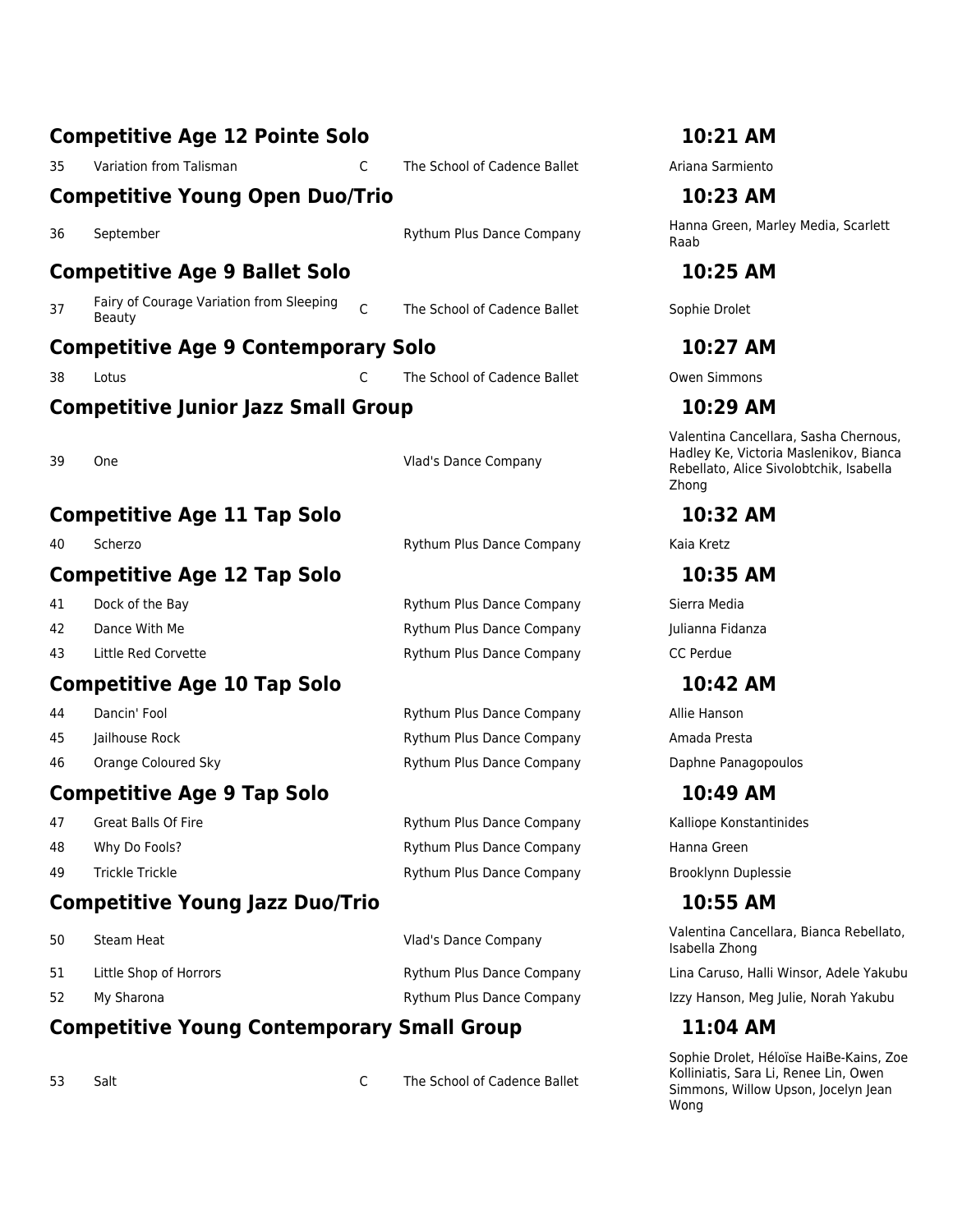## Competitive Age 12 Pointe Solo — 10:21 AM

| # | Title | | Studio | Dancers |
|---|---|---|---|---|
| 35 | Variation from Talisman | C | The School of Cadence Ballet | Ariana Sarmiento |

## Competitive Young Open Duo/Trio — 10:23 AM

| # | Title | | Studio | Dancers |
|---|---|---|---|---|
| 36 | September | | Rythum Plus Dance Company | Hanna Green, Marley Media, Scarlett Raab |

## Competitive Age 9 Ballet Solo — 10:25 AM

| # | Title | | Studio | Dancers |
|---|---|---|---|---|
| 37 | Fairy of Courage Variation from Sleeping Beauty | C | The School of Cadence Ballet | Sophie Drolet |

## Competitive Age 9 Contemporary Solo — 10:27 AM

| # | Title | | Studio | Dancers |
|---|---|---|---|---|
| 38 | Lotus | C | The School of Cadence Ballet | Owen Simmons |

## Competitive Junior Jazz Small Group — 10:29 AM

| # | Title | | Studio | Dancers |
|---|---|---|---|---|
| 39 | One | | Vlad's Dance Company | Valentina Cancellara, Sasha Chernous, Hadley Ke, Victoria Maslenikov, Bianca Rebellato, Alice Sivolobtchik, Isabella Zhong |

## Competitive Age 11 Tap Solo — 10:32 AM

| # | Title | | Studio | Dancers |
|---|---|---|---|---|
| 40 | Scherzo | | Rythum Plus Dance Company | Kaia Kretz |

## Competitive Age 12 Tap Solo — 10:35 AM

| # | Title | | Studio | Dancers |
|---|---|---|---|---|
| 41 | Dock of the Bay | | Rythum Plus Dance Company | Sierra Media |
| 42 | Dance With Me | | Rythum Plus Dance Company | Julianna Fidanza |
| 43 | Little Red Corvette | | Rythum Plus Dance Company | CC Perdue |

## Competitive Age 10 Tap Solo — 10:42 AM

| # | Title | | Studio | Dancers |
|---|---|---|---|---|
| 44 | Dancin' Fool | | Rythum Plus Dance Company | Allie Hanson |
| 45 | Jailhouse Rock | | Rythum Plus Dance Company | Amada Presta |
| 46 | Orange Coloured Sky | | Rythum Plus Dance Company | Daphne Panagopoulos |

## Competitive Age 9 Tap Solo — 10:49 AM

| # | Title | | Studio | Dancers |
|---|---|---|---|---|
| 47 | Great Balls Of Fire | | Rythum Plus Dance Company | Kalliope Konstantinides |
| 48 | Why Do Fools? | | Rythum Plus Dance Company | Hanna Green |
| 49 | Trickle Trickle | | Rythum Plus Dance Company | Brooklynn Duplessie |

## Competitive Young Jazz Duo/Trio — 10:55 AM

| # | Title | | Studio | Dancers |
|---|---|---|---|---|
| 50 | Steam Heat | | Vlad's Dance Company | Valentina Cancellara, Bianca Rebellato, Isabella Zhong |
| 51 | Little Shop of Horrors | | Rythum Plus Dance Company | Lina Caruso, Halli Winsor, Adele Yakubu |
| 52 | My Sharona | | Rythum Plus Dance Company | Izzy Hanson, Meg Julie, Norah Yakubu |

## Competitive Young Contemporary Small Group — 11:04 AM

| # | Title | | Studio | Dancers |
|---|---|---|---|---|
| 53 | Salt | C | The School of Cadence Ballet | Sophie Drolet, Héloïse HaiBe-Kains, Zoe Kolliniatis, Sara Li, Renee Lin, Owen Simmons, Willow Upson, Jocelyn Jean Wong |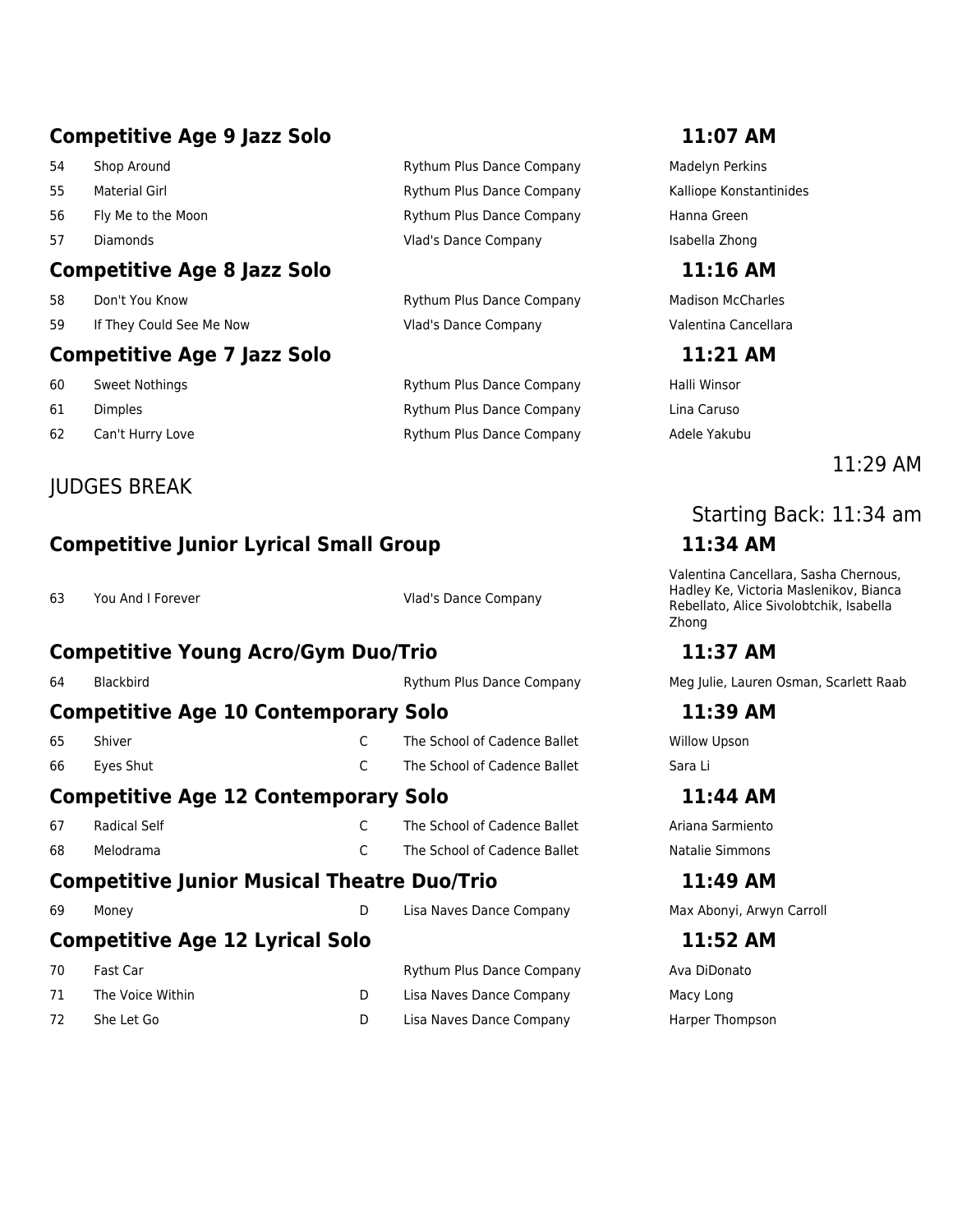## Competitive Age 9 Jazz Solo — 11:07 AM

| # | Title | | Studio | Dancer(s) |
|---|---|---|---|---|
| 54 | Shop Around | | Rythum Plus Dance Company | Madelyn Perkins |
| 55 | Material Girl | | Rythum Plus Dance Company | Kalliope Konstantinides |
| 56 | Fly Me to the Moon | | Rythum Plus Dance Company | Hanna Green |
| 57 | Diamonds | | Vlad's Dance Company | Isabella Zhong |

## Competitive Age 8 Jazz Solo — 11:16 AM

| # | Title | | Studio | Dancer(s) |
|---|---|---|---|---|
| 58 | Don't You Know | | Rythum Plus Dance Company | Madison McCharles |
| 59 | If They Could See Me Now | | Vlad's Dance Company | Valentina Cancellara |

## Competitive Age 7 Jazz Solo — 11:21 AM

| # | Title | | Studio | Dancer(s) |
|---|---|---|---|---|
| 60 | Sweet Nothings | | Rythum Plus Dance Company | Halli Winsor |
| 61 | Dimples | | Rythum Plus Dance Company | Lina Caruso |
| 62 | Can't Hurry Love | | Rythum Plus Dance Company | Adele Yakubu |

JUDGES BREAK — 11:29 AM

Starting Back: 11:34 am

## Competitive Junior Lyrical Small Group — 11:34 AM

| # | Title | | Studio | Dancer(s) |
|---|---|---|---|---|
| 63 | You And I Forever | | Vlad's Dance Company | Valentina Cancellara, Sasha Chernous, Hadley Ke, Victoria Maslenikov, Bianca Rebellato, Alice Sivolobtchik, Isabella Zhong |

## Competitive Young Acro/Gym Duo/Trio — 11:37 AM

| # | Title | | Studio | Dancer(s) |
|---|---|---|---|---|
| 64 | Blackbird | | Rythum Plus Dance Company | Meg Julie, Lauren Osman, Scarlett Raab |

## Competitive Age 10 Contemporary Solo — 11:39 AM

| # | Title | | Studio | Dancer(s) |
|---|---|---|---|---|
| 65 | Shiver | C | The School of Cadence Ballet | Willow Upson |
| 66 | Eyes Shut | C | The School of Cadence Ballet | Sara Li |

## Competitive Age 12 Contemporary Solo — 11:44 AM

| # | Title | | Studio | Dancer(s) |
|---|---|---|---|---|
| 67 | Radical Self | C | The School of Cadence Ballet | Ariana Sarmiento |
| 68 | Melodrama | C | The School of Cadence Ballet | Natalie Simmons |

## Competitive Junior Musical Theatre Duo/Trio — 11:49 AM

| # | Title | | Studio | Dancer(s) |
|---|---|---|---|---|
| 69 | Money | D | Lisa Naves Dance Company | Max Abonyi, Arwyn Carroll |

## Competitive Age 12 Lyrical Solo — 11:52 AM

| # | Title | | Studio | Dancer(s) |
|---|---|---|---|---|
| 70 | Fast Car | | Rythum Plus Dance Company | Ava DiDonato |
| 71 | The Voice Within | D | Lisa Naves Dance Company | Macy Long |
| 72 | She Let Go | D | Lisa Naves Dance Company | Harper Thompson |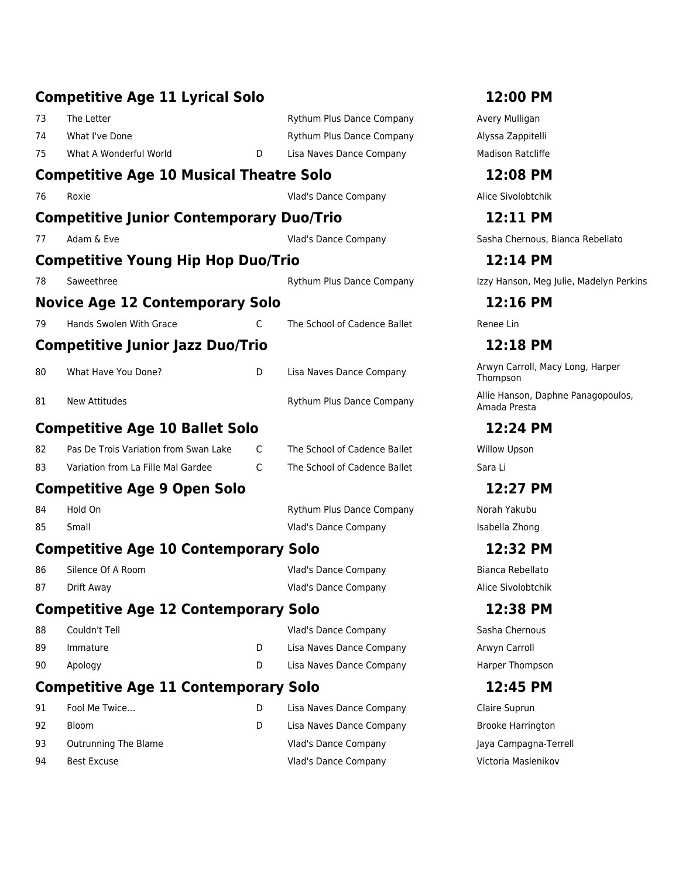## Competitive Age 11 Lyrical Solo — 12:00 PM

| | | | | |
|---|---|---|---|---|
| 73 | The Letter | | Rythum Plus Dance Company | Avery Mulligan |
| 74 | What I've Done | | Rythum Plus Dance Company | Alyssa Zappitelli |
| 75 | What A Wonderful World | D | Lisa Naves Dance Company | Madison Ratcliffe |

## Competitive Age 10 Musical Theatre Solo — 12:08 PM

| | | | | |
|---|---|---|---|---|
| 76 | Roxie | | Vlad's Dance Company | Alice Sivolobtchik |

## Competitive Junior Contemporary Duo/Trio — 12:11 PM

| | | | | |
|---|---|---|---|---|
| 77 | Adam & Eve | | Vlad's Dance Company | Sasha Chernous, Bianca Rebellato |

## Competitive Young Hip Hop Duo/Trio — 12:14 PM

| | | | | |
|---|---|---|---|---|
| 78 | Saweethree | | Rythum Plus Dance Company | Izzy Hanson, Meg Julie, Madelyn Perkins |

## Novice Age 12 Contemporary Solo — 12:16 PM

| | | | | |
|---|---|---|---|---|
| 79 | Hands Swolen With Grace | C | The School of Cadence Ballet | Renee Lin |

## Competitive Junior Jazz Duo/Trio — 12:18 PM

| | | | | |
|---|---|---|---|---|
| 80 | What Have You Done? | D | Lisa Naves Dance Company | Arwyn Carroll, Macy Long, Harper Thompson |
| 81 | New Attitudes | | Rythum Plus Dance Company | Allie Hanson, Daphne Panagopoulos, Amada Presta |

## Competitive Age 10 Ballet Solo — 12:24 PM

| | | | | |
|---|---|---|---|---|
| 82 | Pas De Trois Variation from Swan Lake | C | The School of Cadence Ballet | Willow Upson |
| 83 | Variation from La Fille Mal Gardee | C | The School of Cadence Ballet | Sara Li |

## Competitive Age 9 Open Solo — 12:27 PM

| | | | | |
|---|---|---|---|---|
| 84 | Hold On | | Rythum Plus Dance Company | Norah Yakubu |
| 85 | Small | | Vlad's Dance Company | Isabella Zhong |

## Competitive Age 10 Contemporary Solo — 12:32 PM

| | | | | |
|---|---|---|---|---|
| 86 | Silence Of A Room | | Vlad's Dance Company | Bianca Rebellato |
| 87 | Drift Away | | Vlad's Dance Company | Alice Sivolobtchik |

## Competitive Age 12 Contemporary Solo — 12:38 PM

| | | | | |
|---|---|---|---|---|
| 88 | Couldn't Tell | | Vlad's Dance Company | Sasha Chernous |
| 89 | Immature | D | Lisa Naves Dance Company | Arwyn Carroll |
| 90 | Apology | D | Lisa Naves Dance Company | Harper Thompson |

## Competitive Age 11 Contemporary Solo — 12:45 PM

| | | | | |
|---|---|---|---|---|
| 91 | Fool Me Twice... | D | Lisa Naves Dance Company | Claire Suprun |
| 92 | Bloom | D | Lisa Naves Dance Company | Brooke Harrington |
| 93 | Outrunning The Blame | | Vlad's Dance Company | Jaya Campagna-Terrell |
| 94 | Best Excuse | | Vlad's Dance Company | Victoria Maslenikov |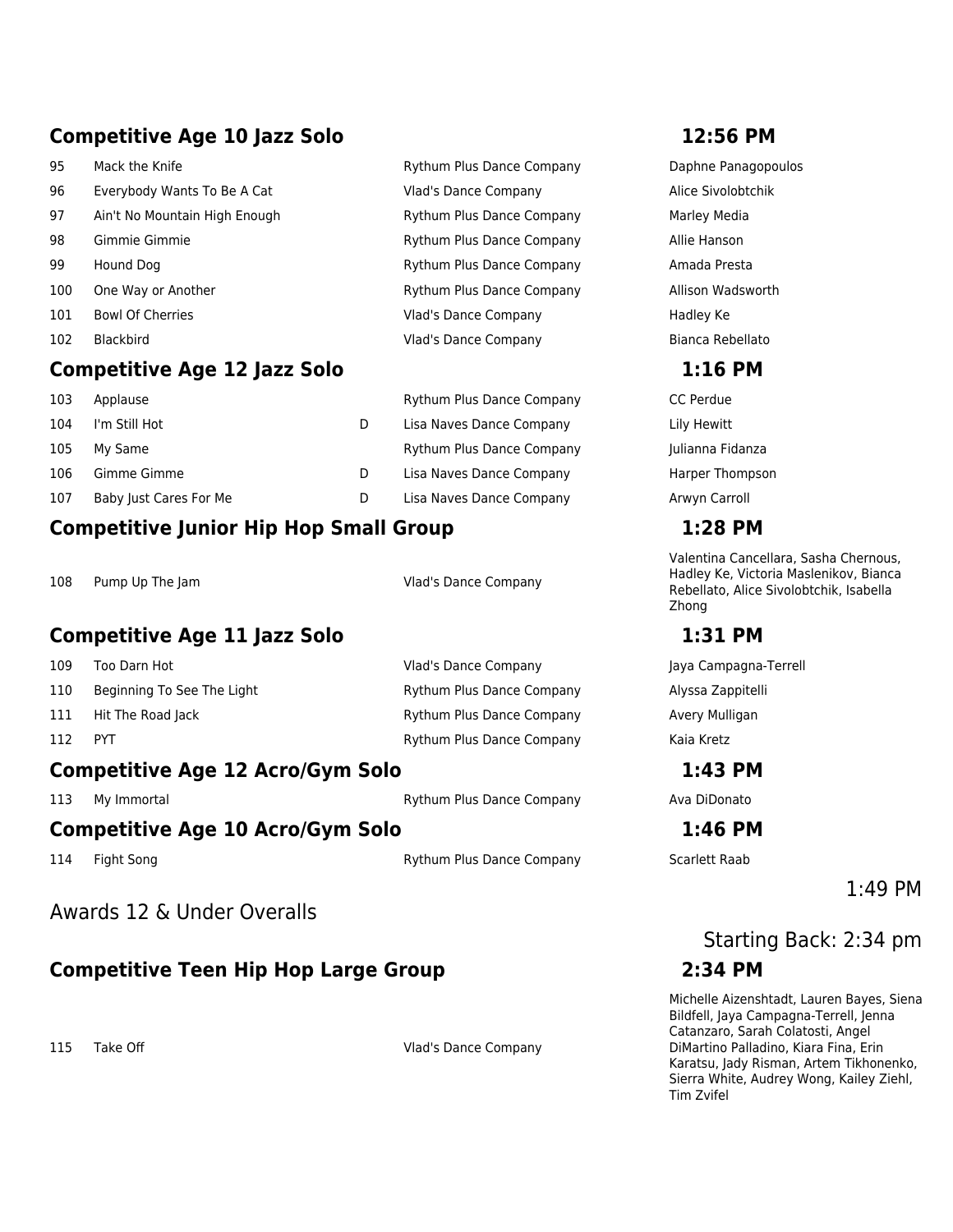## Competitive Age 10 Jazz Solo — 12:56 PM

| # | Title | | Studio | Dancer(s) |
|---|---|---|---|---|
| 95 | Mack the Knife | | Rythum Plus Dance Company | Daphne Panagopoulos |
| 96 | Everybody Wants To Be A Cat | | Vlad's Dance Company | Alice Sivolobtchik |
| 97 | Ain't No Mountain High Enough | | Rythum Plus Dance Company | Marley Media |
| 98 | Gimmie Gimmie | | Rythum Plus Dance Company | Allie Hanson |
| 99 | Hound Dog | | Rythum Plus Dance Company | Amada Presta |
| 100 | One Way or Another | | Rythum Plus Dance Company | Allison Wadsworth |
| 101 | Bowl Of Cherries | | Vlad's Dance Company | Hadley Ke |
| 102 | Blackbird | | Vlad's Dance Company | Bianca Rebellato |

## Competitive Age 12 Jazz Solo — 1:16 PM

| # | Title | | Studio | Dancer(s) |
|---|---|---|---|---|
| 103 | Applause | | Rythum Plus Dance Company | CC Perdue |
| 104 | I'm Still Hot | D | Lisa Naves Dance Company | Lily Hewitt |
| 105 | My Same | | Rythum Plus Dance Company | Julianna Fidanza |
| 106 | Gimme Gimme | D | Lisa Naves Dance Company | Harper Thompson |
| 107 | Baby Just Cares For Me | D | Lisa Naves Dance Company | Arwyn Carroll |

## Competitive Junior Hip Hop Small Group — 1:28 PM

| # | Title | | Studio | Dancer(s) |
|---|---|---|---|---|
| 108 | Pump Up The Jam | | Vlad's Dance Company | Valentina Cancellara, Sasha Chernous, Hadley Ke, Victoria Maslenikov, Bianca Rebellato, Alice Sivolobtchik, Isabella Zhong |

## Competitive Age 11 Jazz Solo — 1:31 PM

| # | Title | | Studio | Dancer(s) |
|---|---|---|---|---|
| 109 | Too Darn Hot | | Vlad's Dance Company | Jaya Campagna-Terrell |
| 110 | Beginning To See The Light | | Rythum Plus Dance Company | Alyssa Zappitelli |
| 111 | Hit The Road Jack | | Rythum Plus Dance Company | Avery Mulligan |
| 112 | PYT | | Rythum Plus Dance Company | Kaia Kretz |

## Competitive Age 12 Acro/Gym Solo — 1:43 PM

| # | Title | | Studio | Dancer(s) |
|---|---|---|---|---|
| 113 | My Immortal | | Rythum Plus Dance Company | Ava DiDonato |

## Competitive Age 10 Acro/Gym Solo — 1:46 PM

| # | Title | | Studio | Dancer(s) |
|---|---|---|---|---|
| 114 | Fight Song | | Rythum Plus Dance Company | Scarlett Raab |

Awards 12 & Under Overalls — 1:49 PM

Starting Back: 2:34 pm

## Competitive Teen Hip Hop Large Group — 2:34 PM

| # | Title | | Studio | Dancer(s) |
|---|---|---|---|---|
| 115 | Take Off | | Vlad's Dance Company | Michelle Aizenshtadt, Lauren Bayes, Siena Bildfell, Jaya Campagna-Terrell, Jenna Catanzaro, Sarah Colatosti, Angel DiMartino Palladino, Kiara Fina, Erin Karatsu, Jady Risman, Artem Tikhonenko, Sierra White, Audrey Wong, Kailey Ziehl, Tim Zvifel |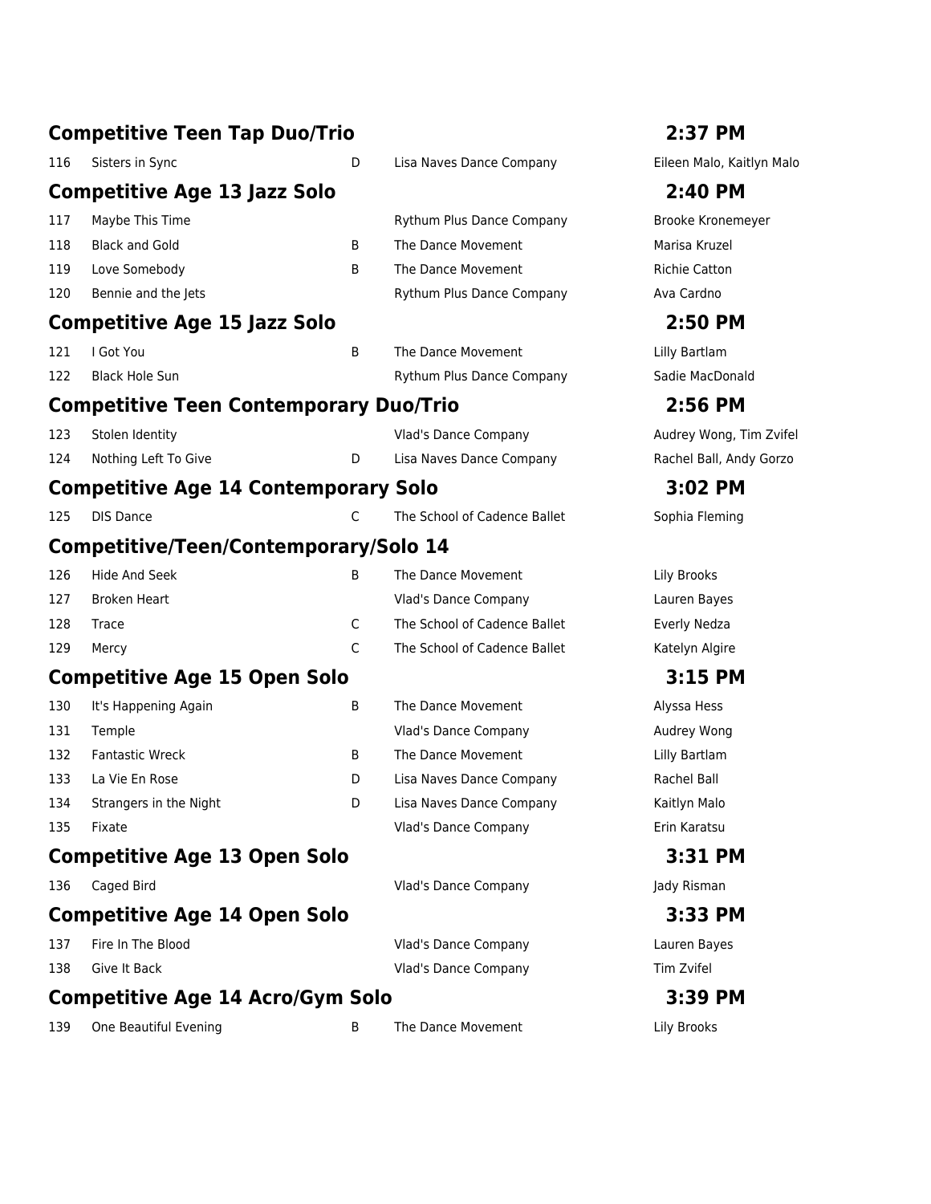## Competitive Teen Tap Duo/Trio — 2:37 PM

| | | | | |
|---|---|---|---|---|
| 116 | Sisters in Sync | D | Lisa Naves Dance Company | Eileen Malo, Kaitlyn Malo |

## Competitive Age 13 Jazz Solo — 2:40 PM

| | | | | |
|---|---|---|---|---|
| 117 | Maybe This Time | | Rythum Plus Dance Company | Brooke Kronemeyer |
| 118 | Black and Gold | B | The Dance Movement | Marisa Kruzel |
| 119 | Love Somebody | B | The Dance Movement | Richie Catton |
| 120 | Bennie and the Jets | | Rythum Plus Dance Company | Ava Cardno |

## Competitive Age 15 Jazz Solo — 2:50 PM

| | | | | |
|---|---|---|---|---|
| 121 | I Got You | B | The Dance Movement | Lilly Bartlam |
| 122 | Black Hole Sun | | Rythum Plus Dance Company | Sadie MacDonald |

## Competitive Teen Contemporary Duo/Trio — 2:56 PM

| | | | | |
|---|---|---|---|---|
| 123 | Stolen Identity | | Vlad's Dance Company | Audrey Wong, Tim Zvifel |
| 124 | Nothing Left To Give | D | Lisa Naves Dance Company | Rachel Ball, Andy Gorzo |

## Competitive Age 14 Contemporary Solo — 3:02 PM

| | | | | |
|---|---|---|---|---|
| 125 | DIS Dance | C | The School of Cadence Ballet | Sophia Fleming |

## Competitive/Teen/Contemporary/Solo 14

| | | | | |
|---|---|---|---|---|
| 126 | Hide And Seek | B | The Dance Movement | Lily Brooks |
| 127 | Broken Heart | | Vlad's Dance Company | Lauren Bayes |
| 128 | Trace | C | The School of Cadence Ballet | Everly Nedza |
| 129 | Mercy | C | The School of Cadence Ballet | Katelyn Algire |

## Competitive Age 15 Open Solo — 3:15 PM

| | | | | |
|---|---|---|---|---|
| 130 | It's Happening Again | B | The Dance Movement | Alyssa Hess |
| 131 | Temple | | Vlad's Dance Company | Audrey Wong |
| 132 | Fantastic Wreck | B | The Dance Movement | Lilly Bartlam |
| 133 | La Vie En Rose | D | Lisa Naves Dance Company | Rachel Ball |
| 134 | Strangers in the Night | D | Lisa Naves Dance Company | Kaitlyn Malo |
| 135 | Fixate | | Vlad's Dance Company | Erin Karatsu |

## Competitive Age 13 Open Solo — 3:31 PM

| | | | | |
|---|---|---|---|---|
| 136 | Caged Bird | | Vlad's Dance Company | Jady Risman |

## Competitive Age 14 Open Solo — 3:33 PM

| | | | | |
|---|---|---|---|---|
| 137 | Fire In The Blood | | Vlad's Dance Company | Lauren Bayes |
| 138 | Give It Back | | Vlad's Dance Company | Tim Zvifel |

## Competitive Age 14 Acro/Gym Solo — 3:39 PM

| | | | | |
|---|---|---|---|---|
| 139 | One Beautiful Evening | B | The Dance Movement | Lily Brooks |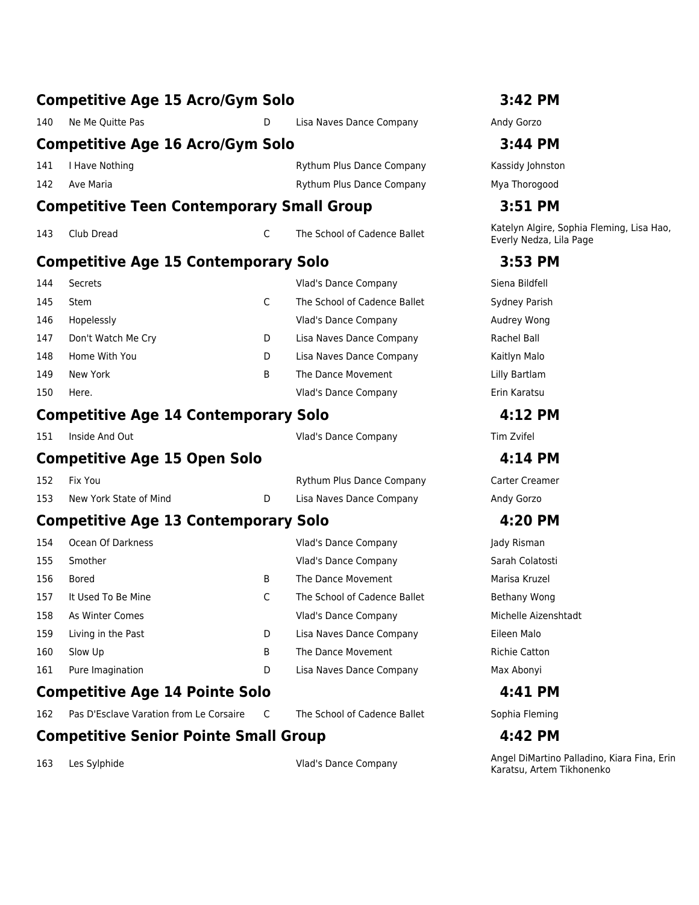## Competitive Age 15 Acro/Gym Solo — 3:42 PM

| # | Title | Level | Studio | Dancer(s) |
|---|---|---|---|---|
| 140 | Ne Me Quitte Pas | D | Lisa Naves Dance Company | Andy Gorzo |

## Competitive Age 16 Acro/Gym Solo — 3:44 PM

| # | Title | Level | Studio | Dancer(s) |
|---|---|---|---|---|
| 141 | I Have Nothing | | Rythum Plus Dance Company | Kassidy Johnston |
| 142 | Ave Maria | | Rythum Plus Dance Company | Mya Thorogood |

## Competitive Teen Contemporary Small Group — 3:51 PM

| # | Title | Level | Studio | Dancer(s) |
|---|---|---|---|---|
| 143 | Club Dread | C | The School of Cadence Ballet | Katelyn Algire, Sophia Fleming, Lisa Hao, Everly Nedza, Lila Page |

## Competitive Age 15 Contemporary Solo — 3:53 PM

| # | Title | Level | Studio | Dancer(s) |
|---|---|---|---|---|
| 144 | Secrets | | Vlad's Dance Company | Siena Bildfell |
| 145 | Stem | C | The School of Cadence Ballet | Sydney Parish |
| 146 | Hopelessly | | Vlad's Dance Company | Audrey Wong |
| 147 | Don't Watch Me Cry | D | Lisa Naves Dance Company | Rachel Ball |
| 148 | Home With You | D | Lisa Naves Dance Company | Kaitlyn Malo |
| 149 | New York | B | The Dance Movement | Lilly Bartlam |
| 150 | Here. | | Vlad's Dance Company | Erin Karatsu |

## Competitive Age 14 Contemporary Solo — 4:12 PM

| # | Title | Level | Studio | Dancer(s) |
|---|---|---|---|---|
| 151 | Inside And Out | | Vlad's Dance Company | Tim Zvifel |

## Competitive Age 15 Open Solo — 4:14 PM

| # | Title | Level | Studio | Dancer(s) |
|---|---|---|---|---|
| 152 | Fix You | | Rythum Plus Dance Company | Carter Creamer |
| 153 | New York State of Mind | D | Lisa Naves Dance Company | Andy Gorzo |

## Competitive Age 13 Contemporary Solo — 4:20 PM

| # | Title | Level | Studio | Dancer(s) |
|---|---|---|---|---|
| 154 | Ocean Of Darkness | | Vlad's Dance Company | Jady Risman |
| 155 | Smother | | Vlad's Dance Company | Sarah Colatosti |
| 156 | Bored | B | The Dance Movement | Marisa Kruzel |
| 157 | It Used To Be Mine | C | The School of Cadence Ballet | Bethany Wong |
| 158 | As Winter Comes | | Vlad's Dance Company | Michelle Aizenshtadt |
| 159 | Living in the Past | D | Lisa Naves Dance Company | Eileen Malo |
| 160 | Slow Up | B | The Dance Movement | Richie Catton |
| 161 | Pure Imagination | D | Lisa Naves Dance Company | Max Abonyi |

## Competitive Age 14 Pointe Solo — 4:41 PM

| # | Title | Level | Studio | Dancer(s) |
|---|---|---|---|---|
| 162 | Pas D'Esclave Varation from Le Corsaire | C | The School of Cadence Ballet | Sophia Fleming |

## Competitive Senior Pointe Small Group — 4:42 PM

| # | Title | Level | Studio | Dancer(s) |
|---|---|---|---|---|
| 163 | Les Sylphide | | Vlad's Dance Company | Angel DiMartino Palladino, Kiara Fina, Erin Karatsu, Artem Tikhonenko |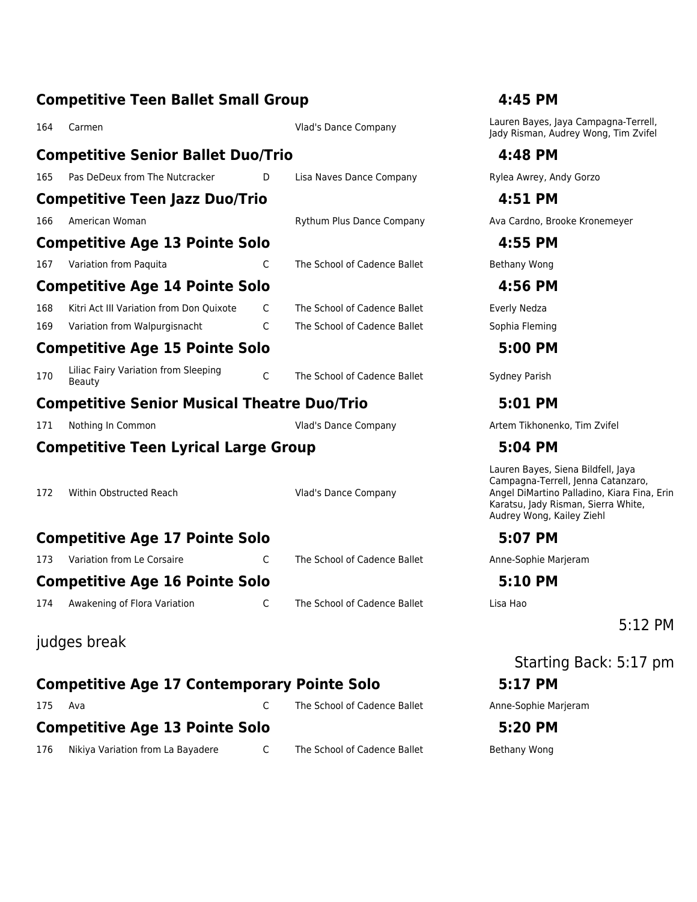## Competitive Teen Ballet Small Group — 4:45 PM

| # | Title | Level | Studio | Dancers |
|---|---|---|---|---|
| 164 | Carmen | | Vlad's Dance Company | Lauren Bayes, Jaya Campagna-Terrell, Jady Risman, Audrey Wong, Tim Zvifel |

## Competitive Senior Ballet Duo/Trio — 4:48 PM

| # | Title | Level | Studio | Dancers |
|---|---|---|---|---|
| 165 | Pas DeDeux from The Nutcracker | D | Lisa Naves Dance Company | Rylea Awrey, Andy Gorzo |

## Competitive Teen Jazz Duo/Trio — 4:51 PM

| # | Title | Level | Studio | Dancers |
|---|---|---|---|---|
| 166 | American Woman | | Rythum Plus Dance Company | Ava Cardno, Brooke Kronemeyer |

## Competitive Age 13 Pointe Solo — 4:55 PM

| # | Title | Level | Studio | Dancers |
|---|---|---|---|---|
| 167 | Variation from Paquita | C | The School of Cadence Ballet | Bethany Wong |

## Competitive Age 14 Pointe Solo — 4:56 PM

| # | Title | Level | Studio | Dancers |
|---|---|---|---|---|
| 168 | Kitri Act III Variation from Don Quixote | C | The School of Cadence Ballet | Everly Nedza |
| 169 | Variation from Walpurgisnacht | C | The School of Cadence Ballet | Sophia Fleming |

## Competitive Age 15 Pointe Solo — 5:00 PM

| # | Title | Level | Studio | Dancers |
|---|---|---|---|---|
| 170 | Liliac Fairy Variation from Sleeping Beauty | C | The School of Cadence Ballet | Sydney Parish |

## Competitive Senior Musical Theatre Duo/Trio — 5:01 PM

| # | Title | Level | Studio | Dancers |
|---|---|---|---|---|
| 171 | Nothing In Common | | Vlad's Dance Company | Artem Tikhonenko, Tim Zvifel |

## Competitive Teen Lyrical Large Group — 5:04 PM

| # | Title | Level | Studio | Dancers |
|---|---|---|---|---|
| 172 | Within Obstructed Reach | | Vlad's Dance Company | Lauren Bayes, Siena Bildfell, Jaya Campagna-Terrell, Jenna Catanzaro, Angel DiMartino Palladino, Kiara Fina, Erin Karatsu, Jady Risman, Sierra White, Audrey Wong, Kailey Ziehl |

## Competitive Age 17 Pointe Solo — 5:07 PM

| # | Title | Level | Studio | Dancers |
|---|---|---|---|---|
| 173 | Variation from Le Corsaire | C | The School of Cadence Ballet | Anne-Sophie Marjeram |

## Competitive Age 16 Pointe Solo — 5:10 PM

| # | Title | Level | Studio | Dancers |
|---|---|---|---|---|
| 174 | Awakening of Flora Variation | C | The School of Cadence Ballet | Lisa Hao |

5:12 PM

judges break

Starting Back: 5:17 pm

## Competitive Age 17 Contemporary Pointe Solo — 5:17 PM

| # | Title | Level | Studio | Dancers |
|---|---|---|---|---|
| 175 | Ava | C | The School of Cadence Ballet | Anne-Sophie Marjeram |

## Competitive Age 13 Pointe Solo — 5:20 PM

| # | Title | Level | Studio | Dancers |
|---|---|---|---|---|
| 176 | Nikiya Variation from La Bayadere | C | The School of Cadence Ballet | Bethany Wong |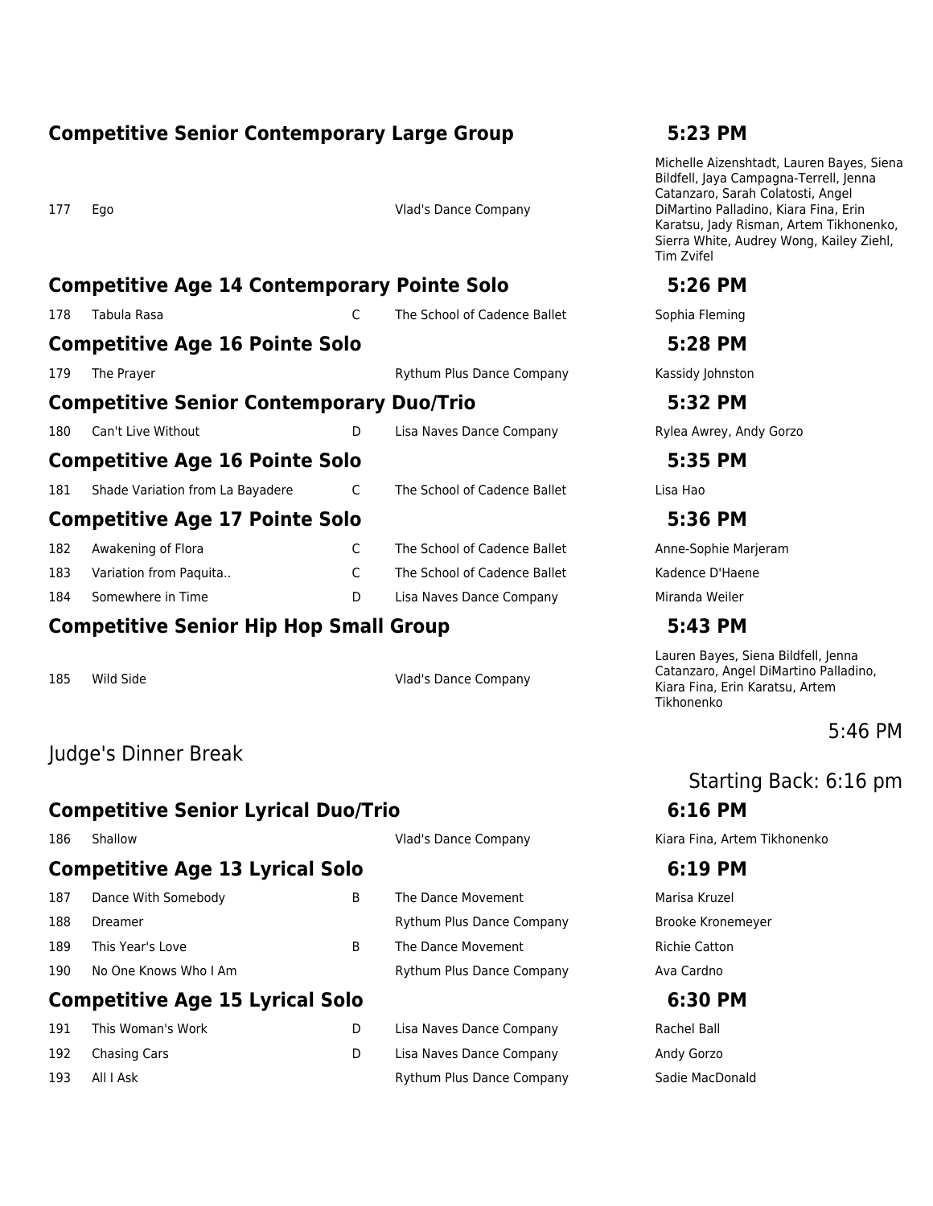## Competitive Senior Contemporary Large Group — 5:23 PM

| # | Title | Level | Studio | Dancers |
|---|---|---|---|---|
| 177 | Ego | | Vlad's Dance Company | Michelle Aizenshtadt, Lauren Bayes, Siena Bildfell, Jaya Campagna-Terrell, Jenna Catanzaro, Sarah Colatosti, Angel DiMartino Palladino, Kiara Fina, Erin Karatsu, Jady Risman, Artem Tikhonenko, Sierra White, Audrey Wong, Kailey Ziehl, Tim Zvifel |

## Competitive Age 14 Contemporary Pointe Solo — 5:26 PM

| # | Title | Level | Studio | Dancers |
|---|---|---|---|---|
| 178 | Tabula Rasa | C | The School of Cadence Ballet | Sophia Fleming |

## Competitive Age 16 Pointe Solo — 5:28 PM

| # | Title | Level | Studio | Dancers |
|---|---|---|---|---|
| 179 | The Prayer | | Rythum Plus Dance Company | Kassidy Johnston |

## Competitive Senior Contemporary Duo/Trio — 5:32 PM

| # | Title | Level | Studio | Dancers |
|---|---|---|---|---|
| 180 | Can't Live Without | D | Lisa Naves Dance Company | Rylea Awrey, Andy Gorzo |

## Competitive Age 16 Pointe Solo — 5:35 PM

| # | Title | Level | Studio | Dancers |
|---|---|---|---|---|
| 181 | Shade Variation from La Bayadere | C | The School of Cadence Ballet | Lisa Hao |

## Competitive Age 17 Pointe Solo — 5:36 PM

| # | Title | Level | Studio | Dancers |
|---|---|---|---|---|
| 182 | Awakening of Flora | C | The School of Cadence Ballet | Anne-Sophie Marjeram |
| 183 | Variation from Paquita.. | C | The School of Cadence Ballet | Kadence D'Haene |
| 184 | Somewhere in Time | D | Lisa Naves Dance Company | Miranda Weiler |

## Competitive Senior Hip Hop Small Group — 5:43 PM

| # | Title | Level | Studio | Dancers |
|---|---|---|---|---|
| 185 | Wild Side | | Vlad's Dance Company | Lauren Bayes, Siena Bildfell, Jenna Catanzaro, Angel DiMartino Palladino, Kiara Fina, Erin Karatsu, Artem Tikhonenko |

5:46 PM

Judge's Dinner Break

Starting Back: 6:16 pm

## Competitive Senior Lyrical Duo/Trio — 6:16 PM

| # | Title | Level | Studio | Dancers |
|---|---|---|---|---|
| 186 | Shallow | | Vlad's Dance Company | Kiara Fina, Artem Tikhonenko |

## Competitive Age 13 Lyrical Solo — 6:19 PM

| # | Title | Level | Studio | Dancers |
|---|---|---|---|---|
| 187 | Dance With Somebody | B | The Dance Movement | Marisa Kruzel |
| 188 | Dreamer | | Rythum Plus Dance Company | Brooke Kronemeyer |
| 189 | This Year's Love | B | The Dance Movement | Richie Catton |
| 190 | No One Knows Who I Am | | Rythum Plus Dance Company | Ava Cardno |

## Competitive Age 15 Lyrical Solo — 6:30 PM

| # | Title | Level | Studio | Dancers |
|---|---|---|---|---|
| 191 | This Woman's Work | D | Lisa Naves Dance Company | Rachel Ball |
| 192 | Chasing Cars | D | Lisa Naves Dance Company | Andy Gorzo |
| 193 | All I Ask | | Rythum Plus Dance Company | Sadie MacDonald |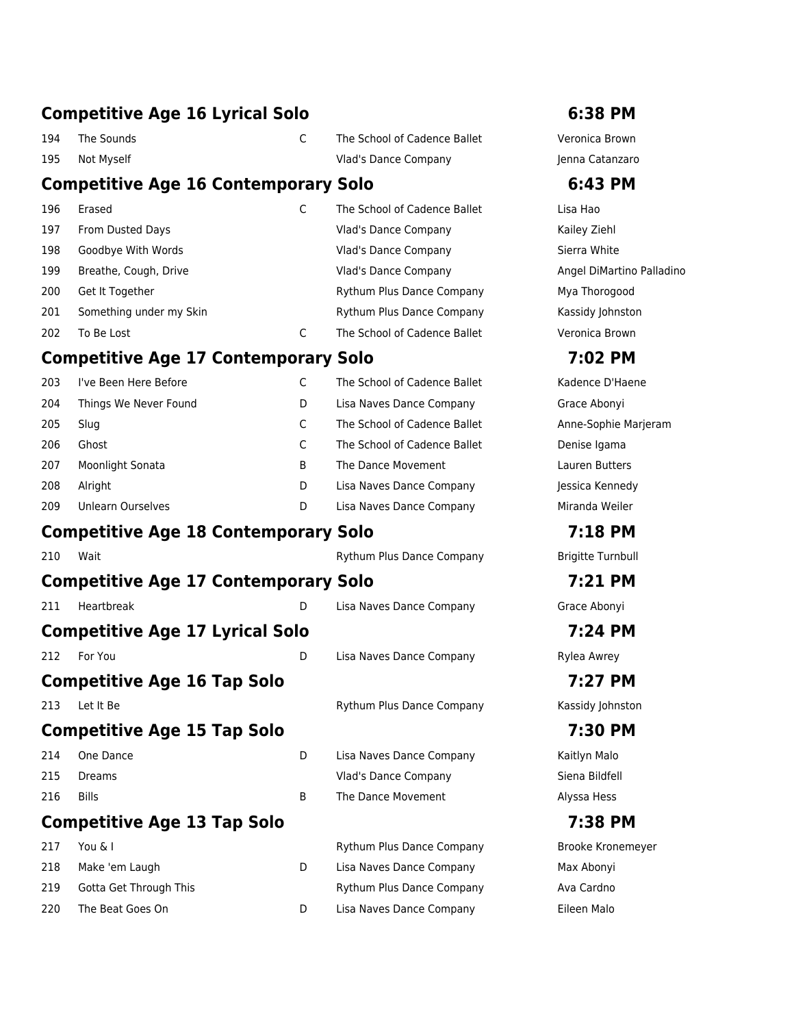## Competitive Age 16 Lyrical Solo — 6:38 PM

| | | | | |
|---|---|---|---|---|
| 194 | The Sounds | C | The School of Cadence Ballet | Veronica Brown |
| 195 | Not Myself | | Vlad's Dance Company | Jenna Catanzaro |

## Competitive Age 16 Contemporary Solo — 6:43 PM

| | | | | |
|---|---|---|---|---|
| 196 | Erased | C | The School of Cadence Ballet | Lisa Hao |
| 197 | From Dusted Days | | Vlad's Dance Company | Kailey Ziehl |
| 198 | Goodbye With Words | | Vlad's Dance Company | Sierra White |
| 199 | Breathe, Cough, Drive | | Vlad's Dance Company | Angel DiMartino Palladino |
| 200 | Get It Together | | Rythum Plus Dance Company | Mya Thorogood |
| 201 | Something under my Skin | | Rythum Plus Dance Company | Kassidy Johnston |
| 202 | To Be Lost | C | The School of Cadence Ballet | Veronica Brown |

## Competitive Age 17 Contemporary Solo — 7:02 PM

| | | | | |
|---|---|---|---|---|
| 203 | I've Been Here Before | C | The School of Cadence Ballet | Kadence D'Haene |
| 204 | Things We Never Found | D | Lisa Naves Dance Company | Grace Abonyi |
| 205 | Slug | C | The School of Cadence Ballet | Anne-Sophie Marjeram |
| 206 | Ghost | C | The School of Cadence Ballet | Denise Igama |
| 207 | Moonlight Sonata | B | The Dance Movement | Lauren Butters |
| 208 | Alright | D | Lisa Naves Dance Company | Jessica Kennedy |
| 209 | Unlearn Ourselves | D | Lisa Naves Dance Company | Miranda Weiler |

## Competitive Age 18 Contemporary Solo — 7:18 PM

| | | | | |
|---|---|---|---|---|
| 210 | Wait | | Rythum Plus Dance Company | Brigitte Turnbull |

## Competitive Age 17 Contemporary Solo — 7:21 PM

| | | | | |
|---|---|---|---|---|
| 211 | Heartbreak | D | Lisa Naves Dance Company | Grace Abonyi |

## Competitive Age 17 Lyrical Solo — 7:24 PM

| | | | | |
|---|---|---|---|---|
| 212 | For You | D | Lisa Naves Dance Company | Rylea Awrey |

## Competitive Age 16 Tap Solo — 7:27 PM

| | | | | |
|---|---|---|---|---|
| 213 | Let It Be | | Rythum Plus Dance Company | Kassidy Johnston |

## Competitive Age 15 Tap Solo — 7:30 PM

| | | | | |
|---|---|---|---|---|
| 214 | One Dance | D | Lisa Naves Dance Company | Kaitlyn Malo |
| 215 | Dreams | | Vlad's Dance Company | Siena Bildfell |
| 216 | Bills | B | The Dance Movement | Alyssa Hess |

## Competitive Age 13 Tap Solo — 7:38 PM

| | | | | |
|---|---|---|---|---|
| 217 | You & I | | Rythum Plus Dance Company | Brooke Kronemeyer |
| 218 | Make 'em Laugh | D | Lisa Naves Dance Company | Max Abonyi |
| 219 | Gotta Get Through This | | Rythum Plus Dance Company | Ava Cardno |
| 220 | The Beat Goes On | D | Lisa Naves Dance Company | Eileen Malo |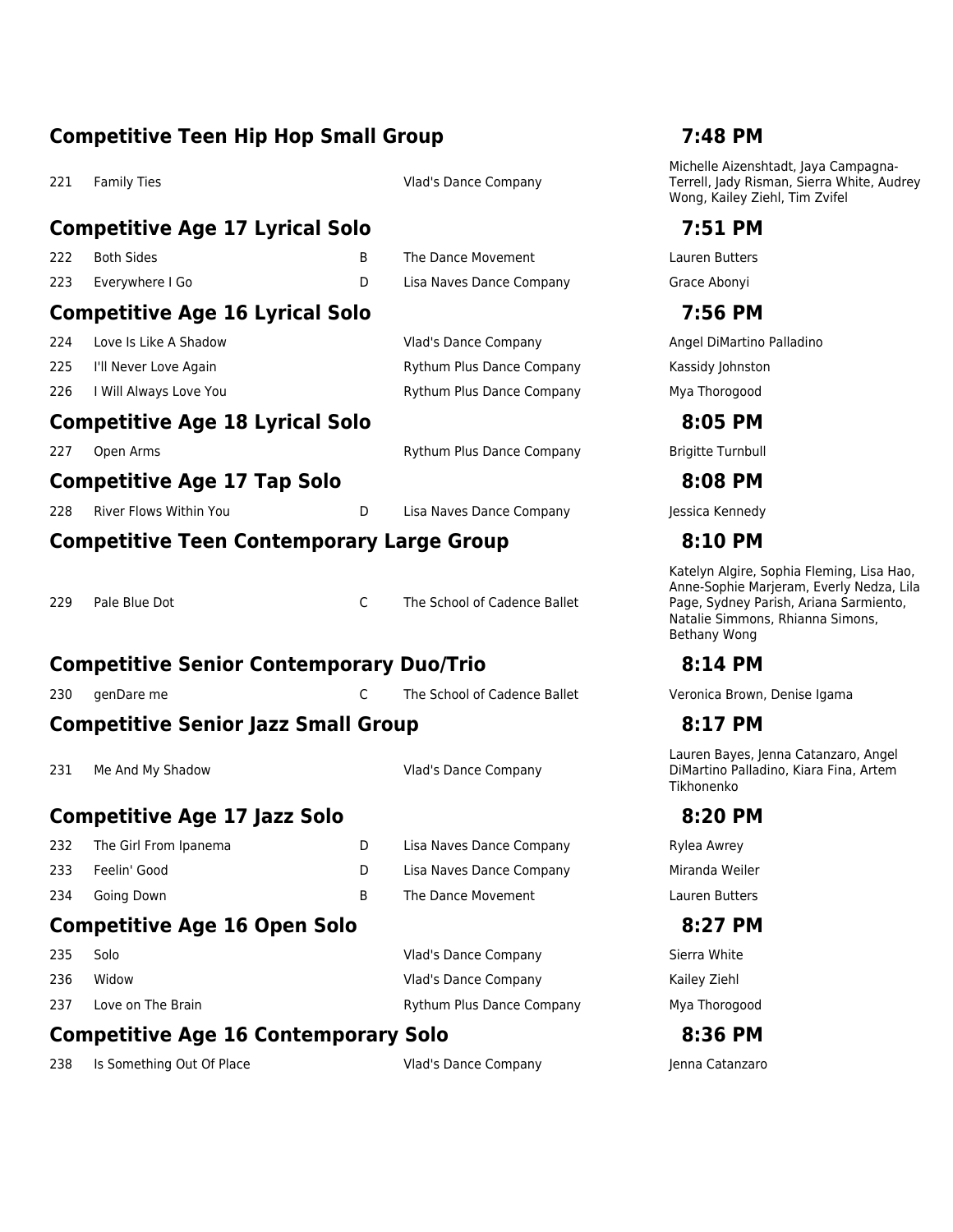## Competitive Teen Hip Hop Small Group — 7:48 PM

| # | Title | Level | Studio | Dancers |
|---|---|---|---|---|
| 221 | Family Ties | | Vlad's Dance Company | Michelle Aizenshtadt, Jaya Campagna-Terrell, Jady Risman, Sierra White, Audrey Wong, Kailey Ziehl, Tim Zvifel |

## Competitive Age 17 Lyrical Solo — 7:51 PM

| # | Title | Level | Studio | Dancers |
|---|---|---|---|---|
| 222 | Both Sides | B | The Dance Movement | Lauren Butters |
| 223 | Everywhere I Go | D | Lisa Naves Dance Company | Grace Abonyi |

## Competitive Age 16 Lyrical Solo — 7:56 PM

| # | Title | Level | Studio | Dancers |
|---|---|---|---|---|
| 224 | Love Is Like A Shadow | | Vlad's Dance Company | Angel DiMartino Palladino |
| 225 | I'll Never Love Again | | Rythum Plus Dance Company | Kassidy Johnston |
| 226 | I Will Always Love You | | Rythum Plus Dance Company | Mya Thorogood |

## Competitive Age 18 Lyrical Solo — 8:05 PM

| # | Title | Level | Studio | Dancers |
|---|---|---|---|---|
| 227 | Open Arms | | Rythum Plus Dance Company | Brigitte Turnbull |

## Competitive Age 17 Tap Solo — 8:08 PM

| # | Title | Level | Studio | Dancers |
|---|---|---|---|---|
| 228 | River Flows Within You | D | Lisa Naves Dance Company | Jessica Kennedy |

## Competitive Teen Contemporary Large Group — 8:10 PM

| # | Title | Level | Studio | Dancers |
|---|---|---|---|---|
| 229 | Pale Blue Dot | C | The School of Cadence Ballet | Katelyn Algire, Sophia Fleming, Lisa Hao, Anne-Sophie Marjeram, Everly Nedza, Lila Page, Sydney Parish, Ariana Sarmiento, Natalie Simmons, Rhianna Simons, Bethany Wong |

## Competitive Senior Contemporary Duo/Trio — 8:14 PM

| # | Title | Level | Studio | Dancers |
|---|---|---|---|---|
| 230 | genDare me | C | The School of Cadence Ballet | Veronica Brown, Denise Igama |

## Competitive Senior Jazz Small Group — 8:17 PM

| # | Title | Level | Studio | Dancers |
|---|---|---|---|---|
| 231 | Me And My Shadow | | Vlad's Dance Company | Lauren Bayes, Jenna Catanzaro, Angel DiMartino Palladino, Kiara Fina, Artem Tikhonenko |

## Competitive Age 17 Jazz Solo — 8:20 PM

| # | Title | Level | Studio | Dancers |
|---|---|---|---|---|
| 232 | The Girl From Ipanema | D | Lisa Naves Dance Company | Rylea Awrey |
| 233 | Feelin' Good | D | Lisa Naves Dance Company | Miranda Weiler |
| 234 | Going Down | B | The Dance Movement | Lauren Butters |

## Competitive Age 16 Open Solo — 8:27 PM

| # | Title | Level | Studio | Dancers |
|---|---|---|---|---|
| 235 | Solo | | Vlad's Dance Company | Sierra White |
| 236 | Widow | | Vlad's Dance Company | Kailey Ziehl |
| 237 | Love on The Brain | | Rythum Plus Dance Company | Mya Thorogood |

## Competitive Age 16 Contemporary Solo — 8:36 PM

| # | Title | Level | Studio | Dancers |
|---|---|---|---|---|
| 238 | Is Something Out Of Place | | Vlad's Dance Company | Jenna Catanzaro |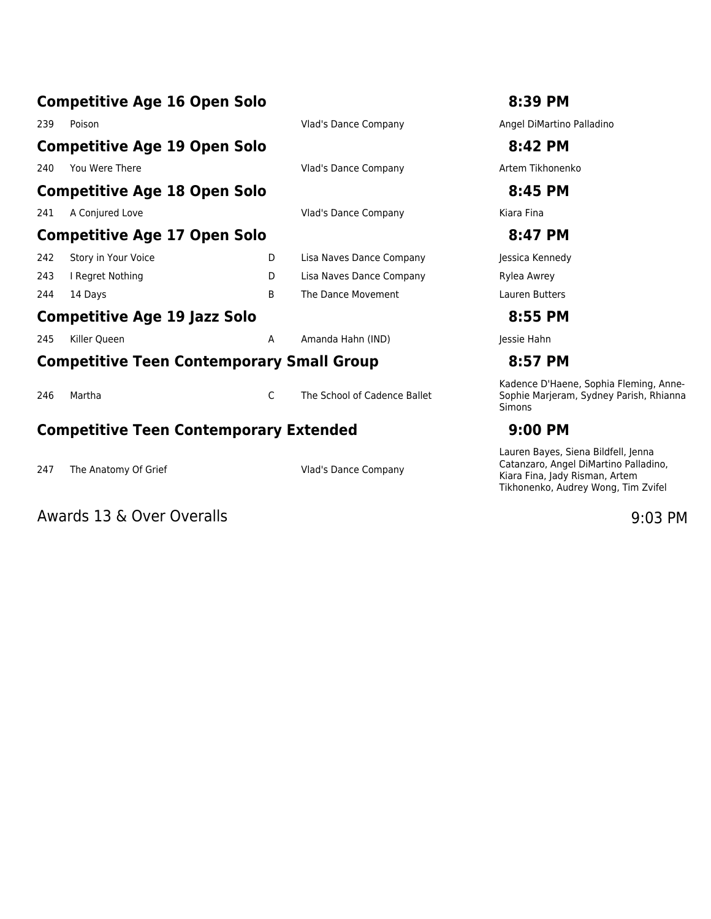## Competitive Age 16 Open Solo — 8:39 PM

| | | | | |
|---|---|---|---|---|
| 239 | Poison | | Vlad's Dance Company | Angel DiMartino Palladino |

## Competitive Age 19 Open Solo — 8:42 PM

| | | | | |
|---|---|---|---|---|
| 240 | You Were There | | Vlad's Dance Company | Artem Tikhonenko |

## Competitive Age 18 Open Solo — 8:45 PM

| | | | | |
|---|---|---|---|---|
| 241 | A Conjured Love | | Vlad's Dance Company | Kiara Fina |

## Competitive Age 17 Open Solo — 8:47 PM

| | | | | |
|---|---|---|---|---|
| 242 | Story in Your Voice | D | Lisa Naves Dance Company | Jessica Kennedy |
| 243 | I Regret Nothing | D | Lisa Naves Dance Company | Rylea Awrey |
| 244 | 14 Days | B | The Dance Movement | Lauren Butters |

## Competitive Age 19 Jazz Solo — 8:55 PM

| | | | | |
|---|---|---|---|---|
| 245 | Killer Queen | A | Amanda Hahn (IND) | Jessie Hahn |

## Competitive Teen Contemporary Small Group — 8:57 PM

| | | | | |
|---|---|---|---|---|
| 246 | Martha | C | The School of Cadence Ballet | Kadence D'Haene, Sophia Fleming, Anne-Sophie Marjeram, Sydney Parish, Rhianna Simons |

## Competitive Teen Contemporary Extended — 9:00 PM

| | | | | |
|---|---|---|---|---|
| 247 | The Anatomy Of Grief | | Vlad's Dance Company | Lauren Bayes, Siena Bildfell, Jenna Catanzaro, Angel DiMartino Palladino, Kiara Fina, Jady Risman, Artem Tikhonenko, Audrey Wong, Tim Zvifel |

Awards 13 & Over Overalls — 9:03 PM